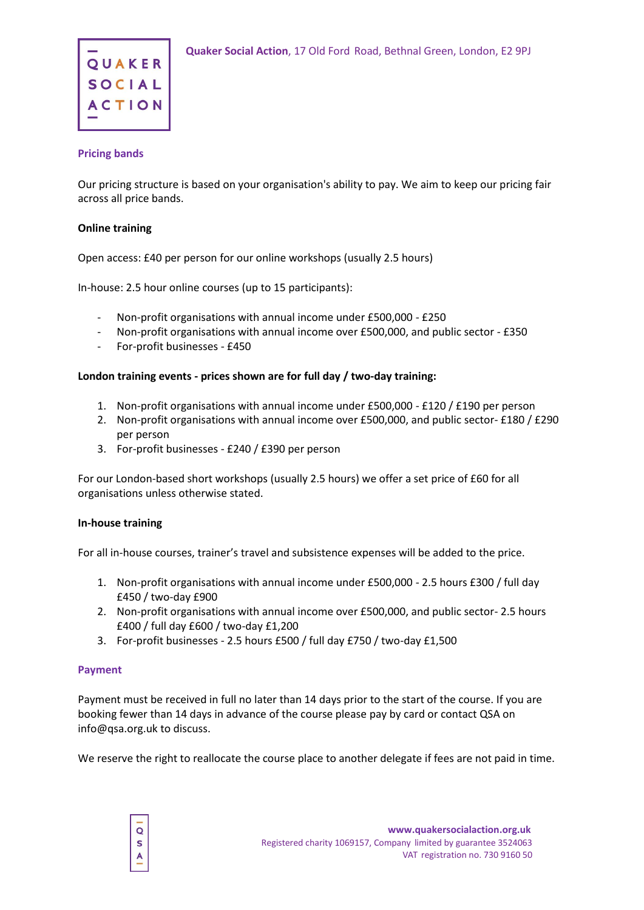**Quaker Social Action**, 17 Old Ford Road, Bethnal Green, London, E2 9PJ

## Pricing bands

Our pricing structure is based on your organisation's ability to pay. We aim to keep our pricing fair across all price bands.

**Online training**

Open access: £40 per person for our online workshops (usually 2.5 hours)

In-house: 2.5 hour online courses (up to 15 participants):

- Non-profit organisations with annual income under £500,000 - £250
- Non-profit organisations with annual income over £500,000, and public sector - £350
- For-profit businesses - £450

**London training events - prices shown are for full day / two-day training:**

1. Non-profit organisations with annual income under £500,000 - £120 / £190 per person
2. Non-profit organisations with annual income over £500,000, and public sector- £180 / £290 per person
3. For-profit businesses - £240 / £390 per person

For our London-based short workshops (usually 2.5 hours) we offer a set price of £60 for all organisations unless otherwise stated.

**In-house training**

For all in-house courses, trainer's travel and subsistence expenses will be added to the price.

1. Non-profit organisations with annual income under £500,000 - 2.5 hours £300 / full day £450 / two-day £900
2. Non-profit organisations with annual income over £500,000, and public sector- 2.5 hours £400 / full day £600 / two-day £1,200
3. For-profit businesses - 2.5 hours £500 / full day £750 / two-day £1,500

## Payment

Payment must be received in full no later than 14 days prior to the start of the course. If you are booking fewer than 14 days in advance of the course please pay by card or contact QSA on info@qsa.org.uk to discuss.

We reserve the right to reallocate the course place to another delegate if fees are not paid in time.

www.quakersocialaction.org.uk
Registered charity 1069157, Company limited by guarantee 3524063
VAT registration no. 730 9160 50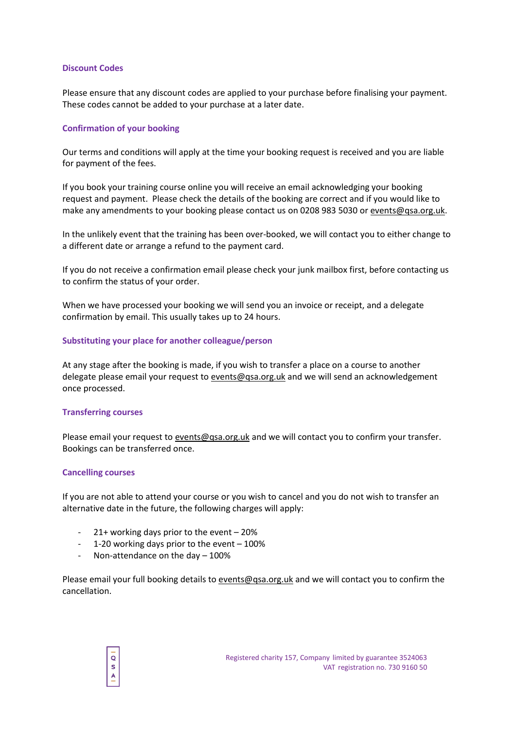## Discount Codes

Please ensure that any discount codes are applied to your purchase before finalising your payment. These codes cannot be added to your purchase at a later date.

## Confirmation of your booking

Our terms and conditions will apply at the time your booking request is received and you are liable for payment of the fees.

If you book your training course online you will receive an email acknowledging your booking request and payment. Please check the details of the booking are correct and if you would like to make any amendments to your booking please contact us on 0208 983 5030 or events@qsa.org.uk.

In the unlikely event that the training has been over-booked, we will contact you to either change to a different date or arrange a refund to the payment card.

If you do not receive a confirmation email please check your junk mailbox first, before contacting us to confirm the status of your order.

When we have processed your booking we will send you an invoice or receipt, and a delegate confirmation by email. This usually takes up to 24 hours.

## Substituting your place for another colleague/person

At any stage after the booking is made, if you wish to transfer a place on a course to another delegate please email your request to events@qsa.org.uk and we will send an acknowledgement once processed.

## Transferring courses

Please email your request to events@qsa.org.uk and we will contact you to confirm your transfer. Bookings can be transferred once.

## Cancelling courses

If you are not able to attend your course or you wish to cancel and you do not wish to transfer an alternative date in the future, the following charges will apply:

- 21+ working days prior to the event – 20%
- 1-20 working days prior to the event – 100%
- Non-attendance on the day – 100%

Please email your full booking details to events@qsa.org.uk and we will contact you to confirm the cancellation.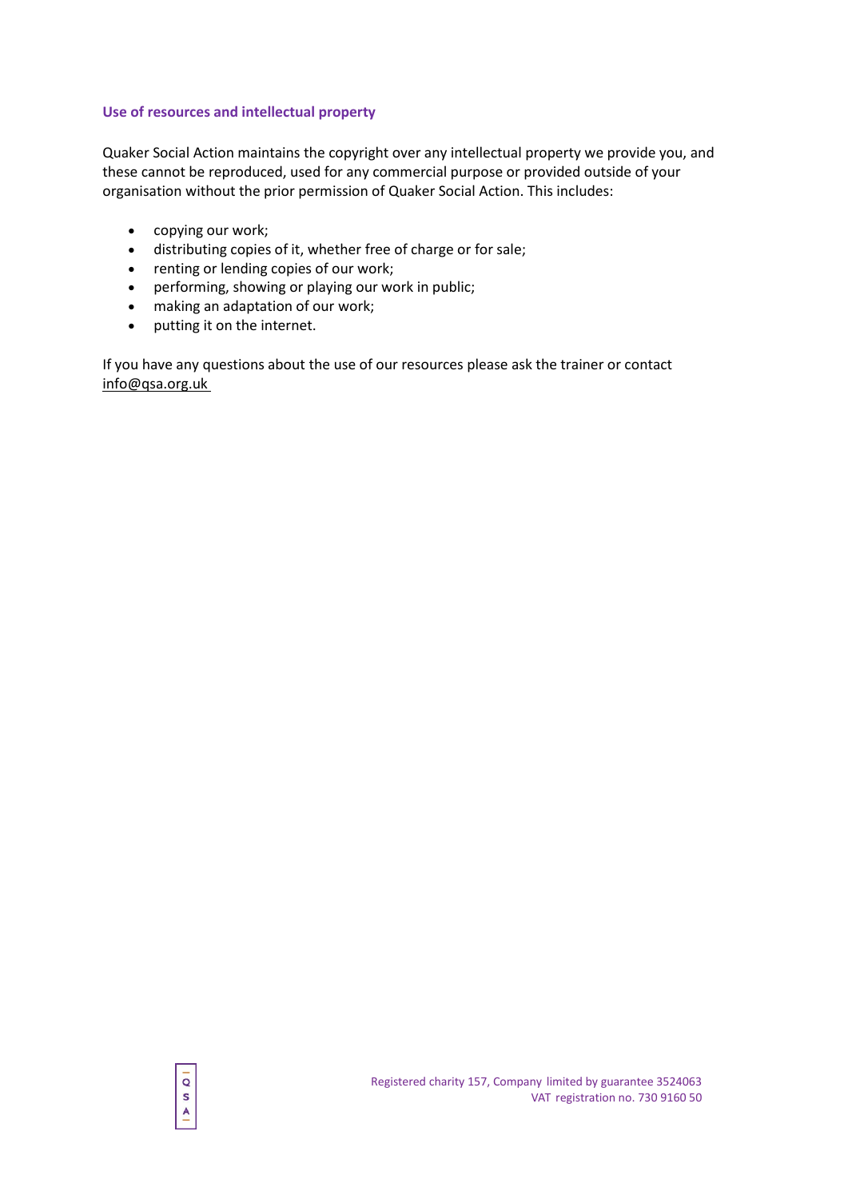### Use of resources and intellectual property

Quaker Social Action maintains the copyright over any intellectual property we provide you, and these cannot be reproduced, used for any commercial purpose or provided outside of your organisation without the prior permission of Quaker Social Action. This includes:

- copying our work;
- distributing copies of it, whether free of charge or for sale;
- renting or lending copies of our work;
- performing, showing or playing our work in public;
- making an adaptation of our work;
- putting it on the internet.

If you have any questions about the use of our resources please ask the trainer or contact info@qsa.org.uk

Registered charity 157, Company limited by guarantee 3524063
VAT registration no. 730 9160 50